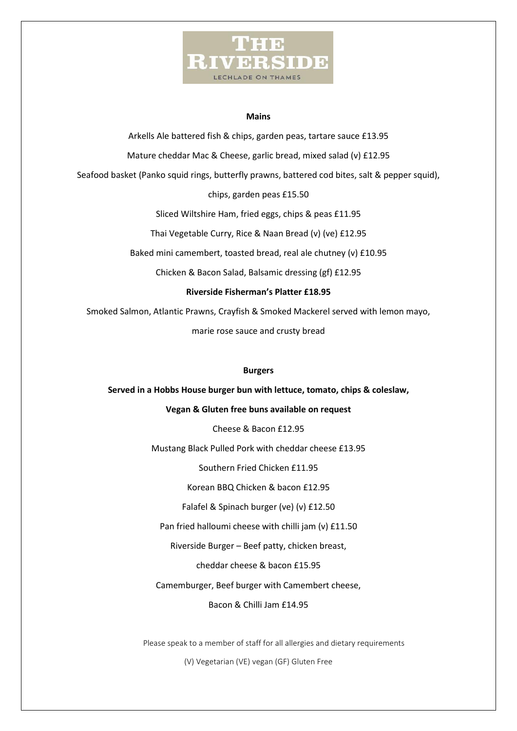# THE RIVERSIDE

LECHLADE ON THAMES

## Mains

Arkells Ale battered fish & chips, garden peas, tartare sauce £13.95

Mature cheddar Mac & Cheese, garlic bread, mixed salad (v) £12.95

Seafood basket (Panko squid rings, butterfly prawns, battered cod bites, salt & pepper squid), chips, garden peas £15.50

Sliced Wiltshire Ham, fried eggs, chips & peas £11.95

Thai Vegetable Curry, Rice & Naan Bread (v) (ve) £12.95

Baked mini camembert, toasted bread, real ale chutney (v) £10.95

Chicken & Bacon Salad, Balsamic dressing (gf) £12.95

**Riverside Fisherman's Platter £18.95**

Smoked Salmon, Atlantic Prawns, Crayfish & Smoked Mackerel served with lemon mayo, marie rose sauce and crusty bread

## Burgers

**Served in a Hobbs House burger bun with lettuce, tomato, chips & coleslaw,**

**Vegan & Gluten free buns available on request**

Cheese & Bacon £12.95

Mustang Black Pulled Pork with cheddar cheese £13.95

Southern Fried Chicken £11.95

Korean BBQ Chicken & bacon £12.95

Falafel & Spinach burger (ve) (v) £12.50

Pan fried halloumi cheese with chilli jam (v) £11.50

Riverside Burger – Beef patty, chicken breast, cheddar cheese & bacon £15.95

Camemburger, Beef burger with Camembert cheese, Bacon & Chilli Jam £14.95

Please speak to a member of staff for all allergies and dietary requirements

(V) Vegetarian (VE) vegan (GF) Gluten Free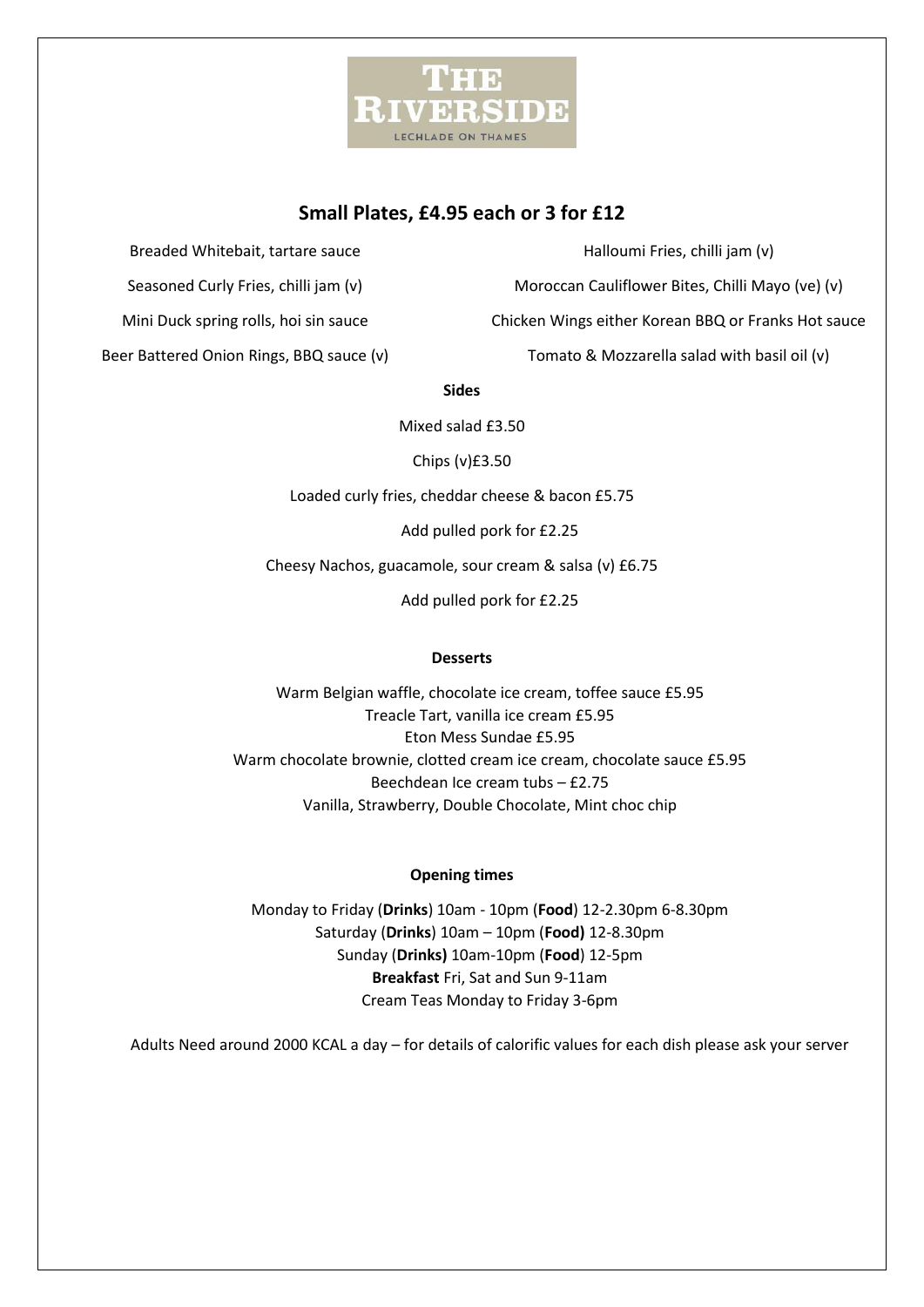# THE RIVERSIDE

LECHLADE ON THAMES

## Small Plates, £4.95 each or 3 for £12

Breaded Whitebait, tartare sauce

Seasoned Curly Fries, chilli jam (v)

Mini Duck spring rolls, hoi sin sauce

Beer Battered Onion Rings, BBQ sauce (v)

Halloumi Fries, chilli jam (v)

Moroccan Cauliflower Bites, Chilli Mayo (ve) (v)

Chicken Wings either Korean BBQ or Franks Hot sauce

Tomato & Mozzarella salad with basil oil (v)

**Sides**

Mixed salad £3.50

Chips (v)£3.50

Loaded curly fries, cheddar cheese & bacon £5.75

Add pulled pork for £2.25

Cheesy Nachos, guacamole, sour cream & salsa (v) £6.75

Add pulled pork for £2.25

**Desserts**

Warm Belgian waffle, chocolate ice cream, toffee sauce £5.95
Treacle Tart, vanilla ice cream £5.95
Eton Mess Sundae £5.95
Warm chocolate brownie, clotted cream ice cream, chocolate sauce £5.95
Beechdean Ice cream tubs – £2.75
Vanilla, Strawberry, Double Chocolate, Mint choc chip

**Opening times**

Monday to Friday (**Drinks**) 10am - 10pm (**Food**) 12-2.30pm 6-8.30pm
Saturday (**Drinks**) 10am – 10pm (**Food)** 12-8.30pm
Sunday (**Drinks)** 10am-10pm (**Food**) 12-5pm
**Breakfast** Fri, Sat and Sun 9-11am
Cream Teas Monday to Friday 3-6pm

Adults Need around 2000 KCAL a day – for details of calorific values for each dish please ask your server